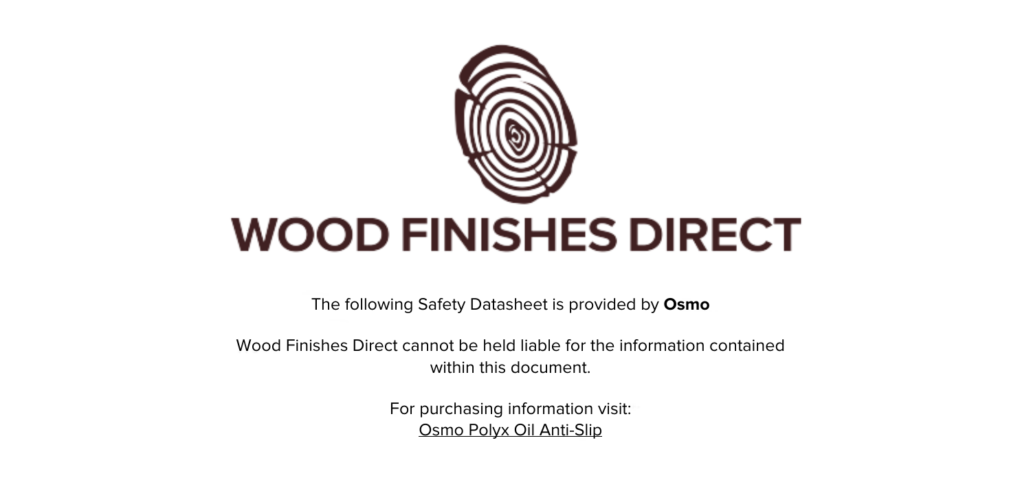# WOOD FINISHES DIRECT

The following Safety Datasheet is provided by **Osmo**

Wood Finishes Direct cannot be held liable for the information contained within this document.

For purchasing information visit:
Osmo Polyx Oil Anti-Slip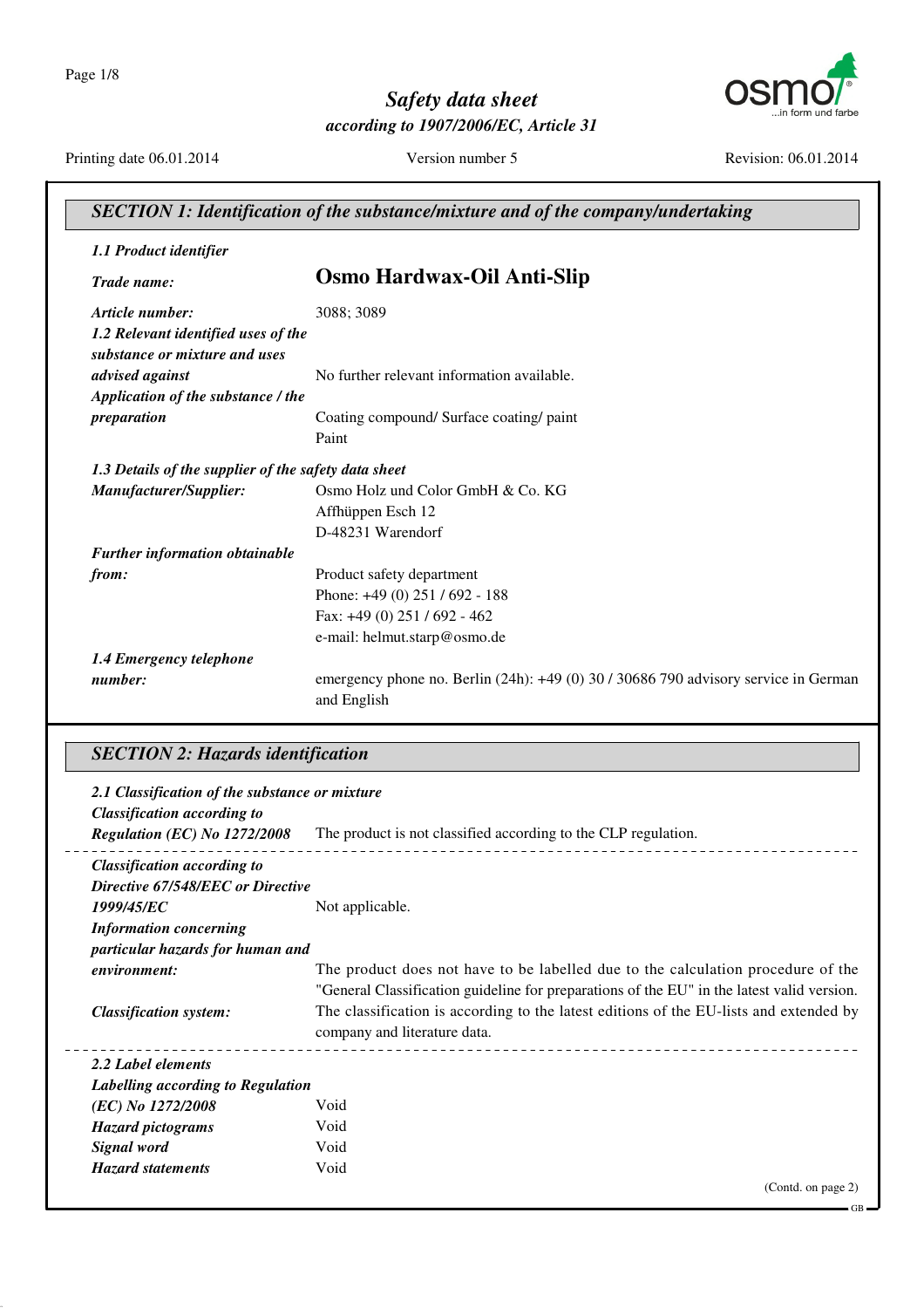# Safety data sheet

*according to 1907/2006/EC, Article 31*

Printing date 06.01.2014 | Version number 5 | Revision: 06.01.2014

## SECTION 1: Identification of the substance/mixture and of the company/undertaking

### 1.1 Product identifier

***Trade name:*** **Osmo Hardwax-Oil Anti-Slip**

***Article number:*** 3088; 3089

### 1.2 Relevant identified uses of the substance or mixture and uses advised against

No further relevant information available.

***Application of the substance / the preparation*** Coating compound/ Surface coating/ paint
Paint

### 1.3 Details of the supplier of the safety data sheet

***Manufacturer/Supplier:***
Osmo Holz und Color GmbH & Co. KG
Affhüppen Esch 12
D-48231 Warendorf

***Further information obtainable from:***
Product safety department
Phone: +49 (0) 251 / 692 - 188
Fax: +49 (0) 251 / 692 - 462
e-mail: helmut.starp@osmo.de

### 1.4 Emergency telephone number:

emergency phone no. Berlin (24h): +49 (0) 30 / 30686 790 advisory service in German and English

## SECTION 2: Hazards identification

### 2.1 Classification of the substance or mixture

***Classification according to Regulation (EC) No 1272/2008*** The product is not classified according to the CLP regulation.

***Classification according to Directive 67/548/EEC or Directive 1999/45/EC*** Not applicable.

***Information concerning particular hazards for human and environment:*** The product does not have to be labelled due to the calculation procedure of the "General Classification guideline for preparations of the EU" in the latest valid version.

***Classification system:*** The classification is according to the latest editions of the EU-lists and extended by company and literature data.

### 2.2 Label elements

***Labelling according to Regulation (EC) No 1272/2008*** Void

***Hazard pictograms*** Void

***Signal word*** Void

***Hazard statements*** Void

(Contd. on page 2)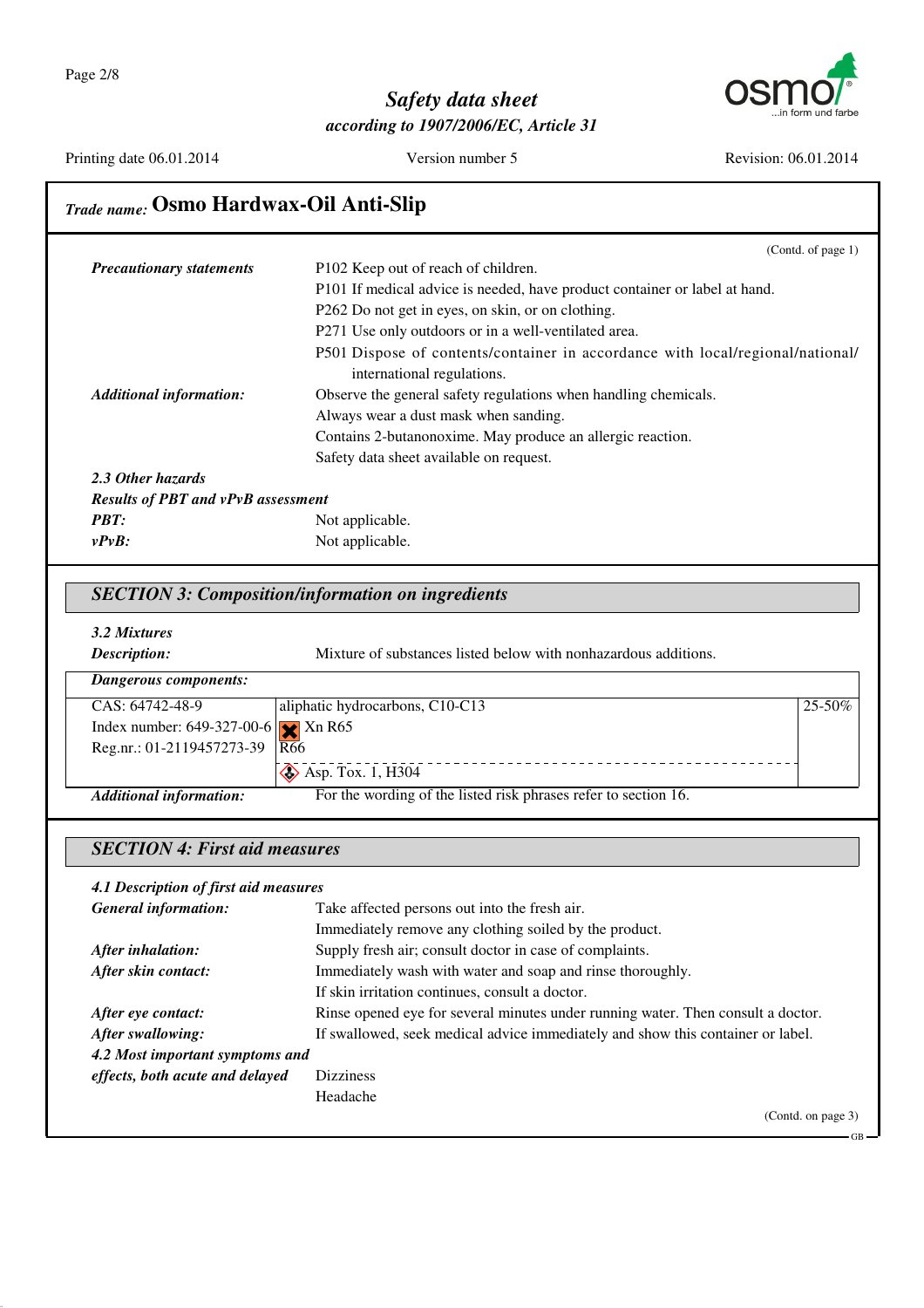## Trade name: Osmo Hardwax-Oil Anti-Slip

(Contd. of page 1)

| | |
|---|---|
| ***Precautionary statements*** | P102 Keep out of reach of children. |
| | P101 If medical advice is needed, have product container or label at hand. |
| | P262 Do not get in eyes, on skin, or on clothing. |
| | P271 Use only outdoors or in a well-ventilated area. |
| | P501 Dispose of contents/container in accordance with local/regional/national/ international regulations. |
| ***Additional information:*** | Observe the general safety regulations when handling chemicals. |
| | Always wear a dust mask when sanding. |
| | Contains 2-butanonoxime. May produce an allergic reaction. |
| | Safety data sheet available on request. |

***2.3 Other hazards***

***Results of PBT and vPvB assessment***

***PBT:*** Not applicable.

***vPvB:*** Not applicable.

## *SECTION 3: Composition/information on ingredients*

***3.2 Mixtures***

***Description:*** Mixture of substances listed below with nonhazardous additions.

***Dangerous components:***

| | | |
|---|---|---|
| CAS: 64742-48-9<br>Index number: 649-327-00-6<br>Reg.nr.: 01-2119457273-39 | aliphatic hydrocarbons, C10-C13<br>Xn R65<br>R66<br>Asp. Tox. 1, H304 | 25-50% |

***Additional information:*** For the wording of the listed risk phrases refer to section 16.

## *SECTION 4: First aid measures*

***4.1 Description of first aid measures***

| | |
|---|---|
| ***General information:*** | Take affected persons out into the fresh air. |
| | Immediately remove any clothing soiled by the product. |
| ***After inhalation:*** | Supply fresh air; consult doctor in case of complaints. |
| ***After skin contact:*** | Immediately wash with water and soap and rinse thoroughly. |
| | If skin irritation continues, consult a doctor. |
| ***After eye contact:*** | Rinse opened eye for several minutes under running water. Then consult a doctor. |
| ***After swallowing:*** | If swallowed, seek medical advice immediately and show this container or label. |
| ***4.2 Most important symptoms and effects, both acute and delayed*** | Dizziness |
| | Headache |

(Contd. on page 3)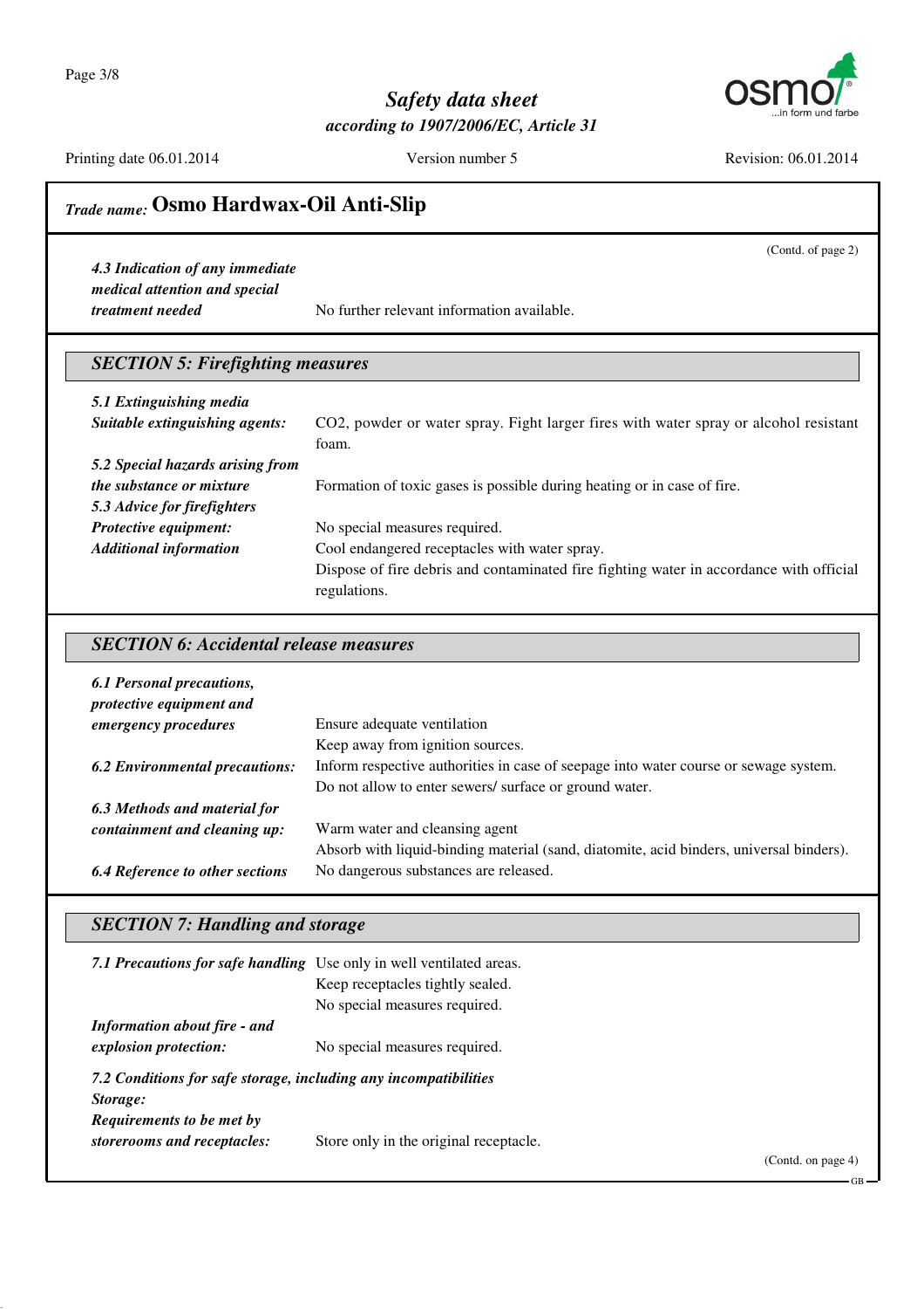Safety data sheet

according to 1907/2006/EC, Article 31

Printing date 06.01.2014 | Version number 5 | Revision: 06.01.2014

**Trade name: Osmo Hardwax-Oil Anti-Slip**

(Contd. of page 2)

***4.3 Indication of any immediate medical attention and special treatment needed*** No further relevant information available.

## SECTION 5: Firefighting measures

***5.1 Extinguishing media***

***Suitable extinguishing agents:*** $CO_2$, powder or water spray. Fight larger fires with water spray or alcohol resistant foam.

***5.2 Special hazards arising from the substance or mixture*** Formation of toxic gases is possible during heating or in case of fire.

***5.3 Advice for firefighters***

***Protective equipment:*** No special measures required.

***Additional information*** Cool endangered receptacles with water spray.
Dispose of fire debris and contaminated fire fighting water in accordance with official regulations.

## SECTION 6: Accidental release measures

***6.1 Personal precautions, protective equipment and emergency procedures*** Ensure adequate ventilation
Keep away from ignition sources.

***6.2 Environmental precautions:*** Inform respective authorities in case of seepage into water course or sewage system.
Do not allow to enter sewers/ surface or ground water.

***6.3 Methods and material for containment and cleaning up:*** Warm water and cleansing agent
Absorb with liquid-binding material (sand, diatomite, acid binders, universal binders).

***6.4 Reference to other sections*** No dangerous substances are released.

## SECTION 7: Handling and storage

***7.1 Precautions for safe handling*** Use only in well ventilated areas.
Keep receptacles tightly sealed.
No special measures required.

***Information about fire - and explosion protection:*** No special measures required.

***7.2 Conditions for safe storage, including any incompatibilities***

***Storage:***

***Requirements to be met by storerooms and receptacles:*** Store only in the original receptacle.

(Contd. on page 4)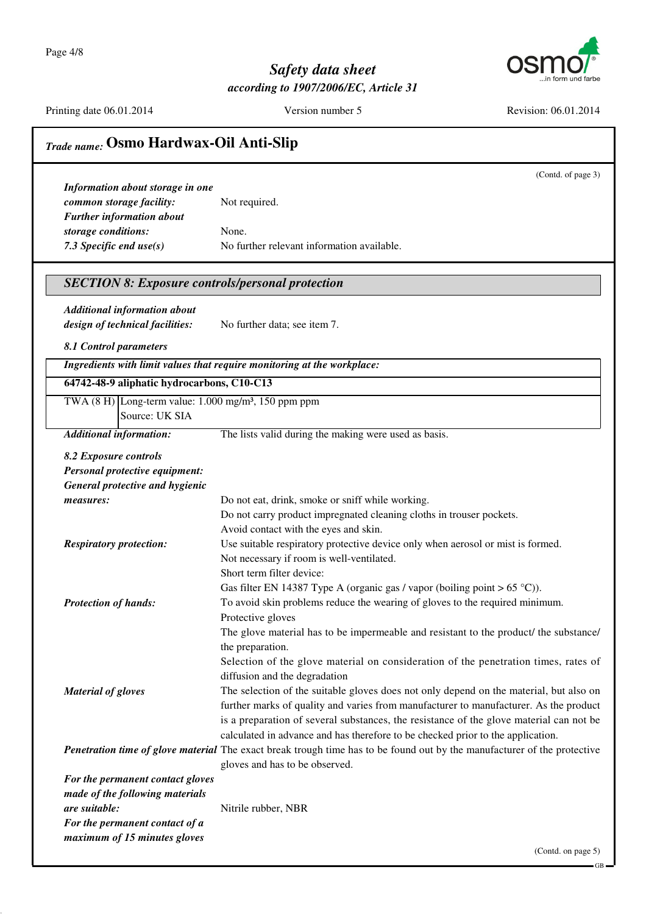## Trade name: Osmo Hardwax-Oil Anti-Slip

(Contd. of page 3)

***Information about storage in one common storage facility:*** Not required.

***Further information about storage conditions:*** None.

***7.3 Specific end use(s)*** No further relevant information available.

## *SECTION 8: Exposure controls/personal protection*

***Additional information about design of technical facilities:*** No further data; see item 7.

***8.1 Control parameters***

| ***Ingredients with limit values that require monitoring at the workplace:*** | |
|---|---|
| **64742-48-9 aliphatic hydrocarbons, C10-C13** | |
| TWA (8 H) | Long-term value: 1.000 mg/m³, 150 ppm ppm<br>Source: UK SIA |

***Additional information:*** The lists valid during the making were used as basis.

***8.2 Exposure controls***

***Personal protective equipment:***

***General protective and hygienic measures:***
Do not eat, drink, smoke or sniff while working.
Do not carry product impregnated cleaning cloths in trouser pockets.
Avoid contact with the eyes and skin.

***Respiratory protection:*** Use suitable respiratory protective device only when aerosol or mist is formed.
Not necessary if room is well-ventilated.
Short term filter device:
Gas filter EN 14387 Type A (organic gas / vapor (boiling point > 65 °C)).

***Protection of hands:*** To avoid skin problems reduce the wearing of gloves to the required minimum.
Protective gloves
The glove material has to be impermeable and resistant to the product/ the substance/ the preparation.
Selection of the glove material on consideration of the penetration times, rates of diffusion and the degradation

***Material of gloves*** The selection of the suitable gloves does not only depend on the material, but also on further marks of quality and varies from manufacturer to manufacturer. As the product is a preparation of several substances, the resistance of the glove material can not be calculated in advance and has therefore to be checked prior to the application.

***Penetration time of glove material*** The exact break trough time has to be found out by the manufacturer of the protective gloves and has to be observed.

***For the permanent contact gloves made of the following materials are suitable:*** Nitrile rubber, NBR

***For the permanent contact of a maximum of 15 minutes gloves***

(Contd. on page 5)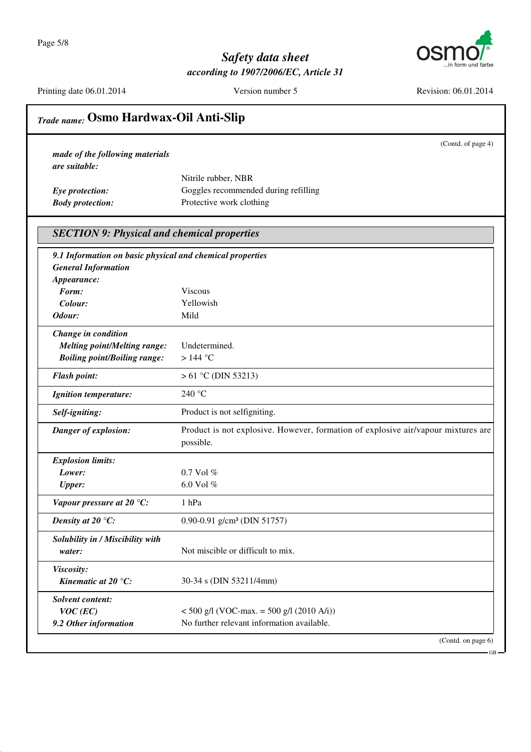**Trade name: Osmo Hardwax-Oil Anti-Slip**

(Contd. of page 4)

| | |
|---|---|
| ***made of the following materials are suitable:*** | |
| | Nitrile rubber, NBR |
| ***Eye protection:*** | Goggles recommended during refilling |
| ***Body protection:*** | Protective work clothing |

## *SECTION 9: Physical and chemical properties*

| | |
|---|---|
| ***9.1 Information on basic physical and chemical properties*** | |
| ***General Information*** | |
| ***Appearance:*** | |
| ***Form:*** | Viscous |
| ***Colour:*** | Yellowish |
| ***Odour:*** | Mild |
| ***Change in condition*** | |
| ***Melting point/Melting range:*** | Undetermined. |
| ***Boiling point/Boiling range:*** | > 144 °C |
| ***Flash point:*** | > 61 °C (DIN 53213) |
| ***Ignition temperature:*** | 240 °C |
| ***Self-igniting:*** | Product is not selfigniting. |
| ***Danger of explosion:*** | Product is not explosive. However, formation of explosive air/vapour mixtures are possible. |
| ***Explosion limits:*** | |
| ***Lower:*** | 0.7 Vol % |
| ***Upper:*** | 6.0 Vol % |
| ***Vapour pressure at 20 °C:*** | 1 hPa |
| ***Density at 20 °C:*** | 0.90-0.91 g/cm³ (DIN 51757) |
| ***Solubility in / Miscibility with water:*** | Not miscible or difficult to mix. |
| ***Viscosity:*** | |
| ***Kinematic at 20 °C:*** | 30-34 s (DIN 53211/4mm) |
| ***Solvent content:*** | |
| ***VOC (EC)*** | < 500 g/l (VOC-max. = 500 g/l (2010 A/i)) |
| ***9.2 Other information*** | No further relevant information available. |

(Contd. on page 6)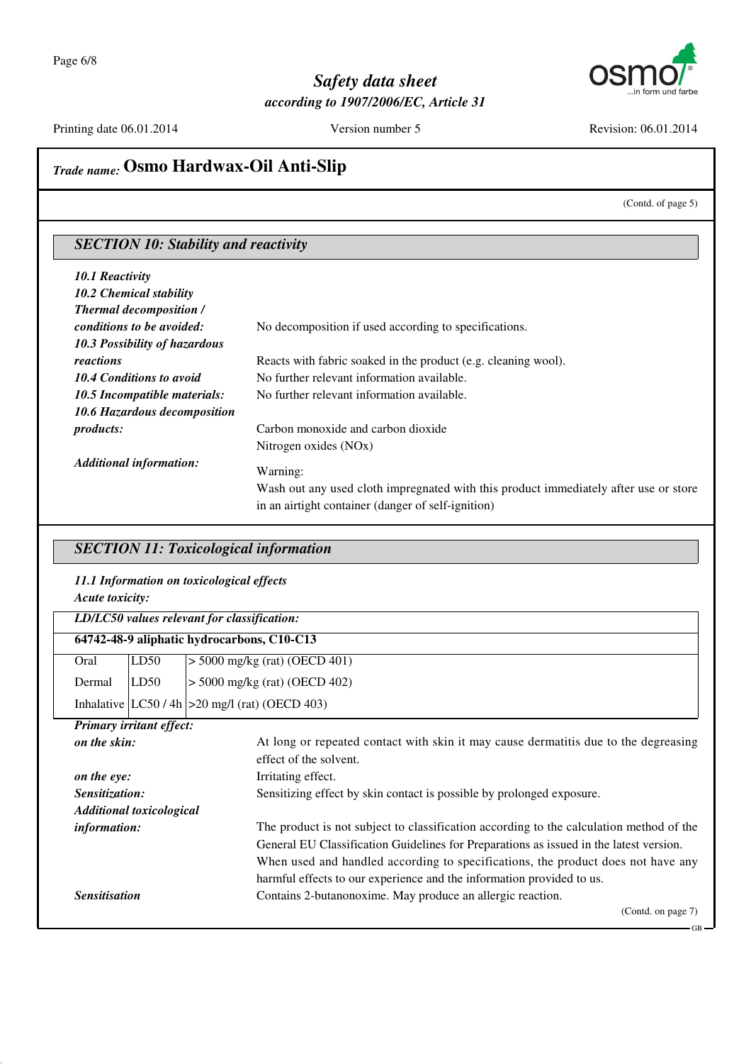## Trade name: Osmo Hardwax-Oil Anti-Slip

(Contd. of page 5)

### SECTION 10: Stability and reactivity

- ***10.1 Reactivity***
- ***10.2 Chemical stability***
- ***Thermal decomposition / conditions to be avoided:*** No decomposition if used according to specifications.
- ***10.3 Possibility of hazardous reactions*** Reacts with fabric soaked in the product (e.g. cleaning wool).
- ***10.4 Conditions to avoid*** No further relevant information available.
- ***10.5 Incompatible materials:*** No further relevant information available.
- ***10.6 Hazardous decomposition products:*** Carbon monoxide and carbon dioxide
  Nitrogen oxides (NOx)
- ***Additional information:*** Warning:
  Wash out any used cloth impregnated with this product immediately after use or store in an airtight container (danger of self-ignition)

### SECTION 11: Toxicological information

- ***11.1 Information on toxicological effects***
- ***Acute toxicity:***

| *LD/LC50 values relevant for classification:* | | |
|---|---|---|
| **64742-48-9 aliphatic hydrocarbons, C10-C13** | | |
| Oral | LD50 | > 5000 mg/kg (rat) (OECD 401) |
| Dermal | LD50 | > 5000 mg/kg (rat) (OECD 402) |
| Inhalative | LC50 / 4h | >20 mg/l (rat) (OECD 403) |

- ***Primary irritant effect:***
- ***on the skin:*** At long or repeated contact with skin it may cause dermatitis due to the degreasing effect of the solvent.
- ***on the eye:*** Irritating effect.
- ***Sensitization:*** Sensitizing effect by skin contact is possible by prolonged exposure.
- ***Additional toxicological information:*** The product is not subject to classification according to the calculation method of the General EU Classification Guidelines for Preparations as issued in the latest version.
  When used and handled according to specifications, the product does not have any harmful effects to our experience and the information provided to us.
- ***Sensitisation*** Contains 2-butanonoxime. May produce an allergic reaction.

(Contd. on page 7)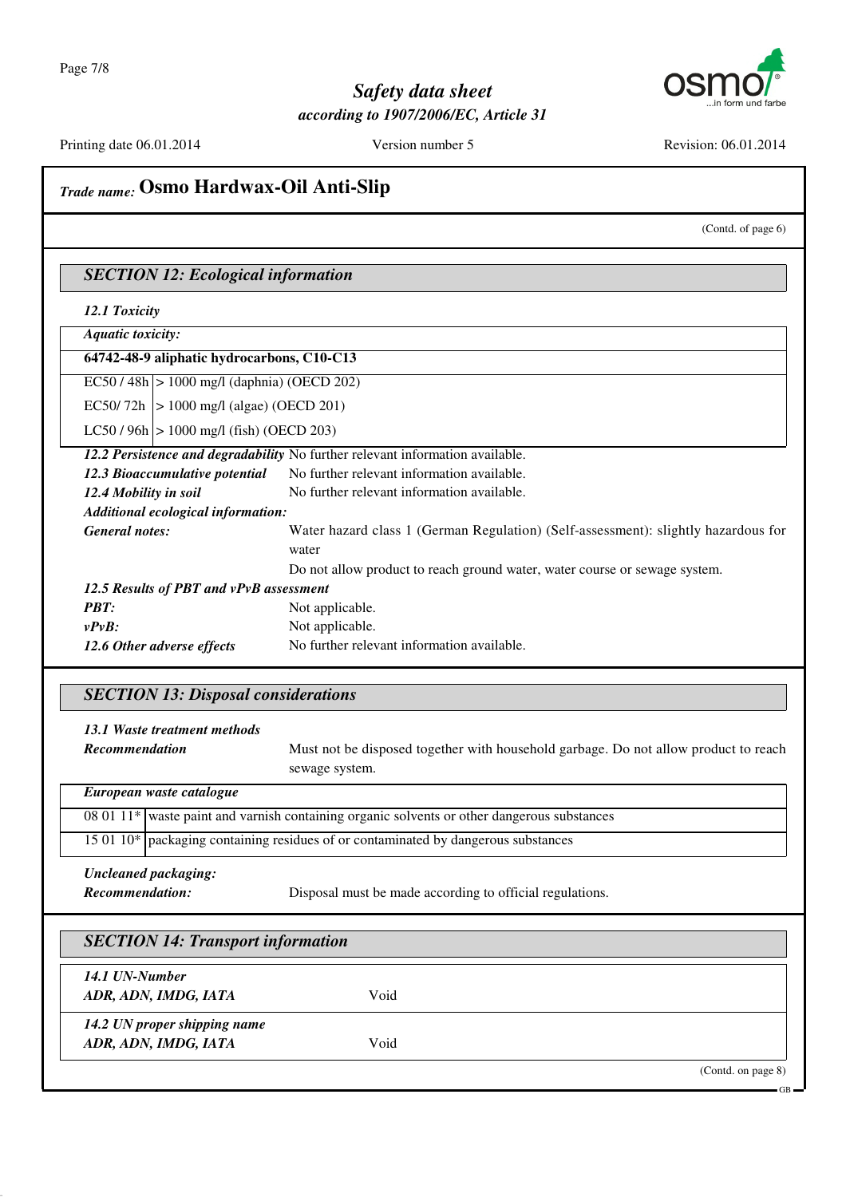## Trade name: Osmo Hardwax-Oil Anti-Slip

(Contd. of page 6)

### SECTION 12: Ecological information

**12.1 Toxicity**

| *Aquatic toxicity:* | |
|---|---|
| **64742-48-9 aliphatic hydrocarbons, C10-C13** | |
| EC50 / 48h | > 1000 mg/l (daphnia) (OECD 202) |
| EC50/ 72h | > 1000 mg/l (algae) (OECD 201) |
| LC50 / 96h | > 1000 mg/l (fish) (OECD 203) |

***12.2 Persistence and degradability*** No further relevant information available.

***12.3 Bioaccumulative potential*** No further relevant information available.

***12.4 Mobility in soil*** No further relevant information available.

***Additional ecological information:***

***General notes:*** Water hazard class 1 (German Regulation) (Self-assessment): slightly hazardous for water

Do not allow product to reach ground water, water course or sewage system.

***12.5 Results of PBT and vPvB assessment***

***PBT:*** Not applicable.

***vPvB:*** Not applicable.

***12.6 Other adverse effects*** No further relevant information available.

### SECTION 13: Disposal considerations

***13.1 Waste treatment methods***

***Recommendation*** Must not be disposed together with household garbage. Do not allow product to reach sewage system.

| *European waste catalogue* | |
|---|---|
| 08 01 11* | waste paint and varnish containing organic solvents or other dangerous substances |
| 15 01 10* | packaging containing residues of or contaminated by dangerous substances |

***Uncleaned packaging:***

***Recommendation:*** Disposal must be made according to official regulations.

### SECTION 14: Transport information

| | |
|---|---|
| ***14.1 UN-Number*** | |
| ***ADR, ADN, IMDG, IATA*** | Void |
| ***14.2 UN proper shipping name*** | |
| ***ADR, ADN, IMDG, IATA*** | Void |

(Contd. on page 8)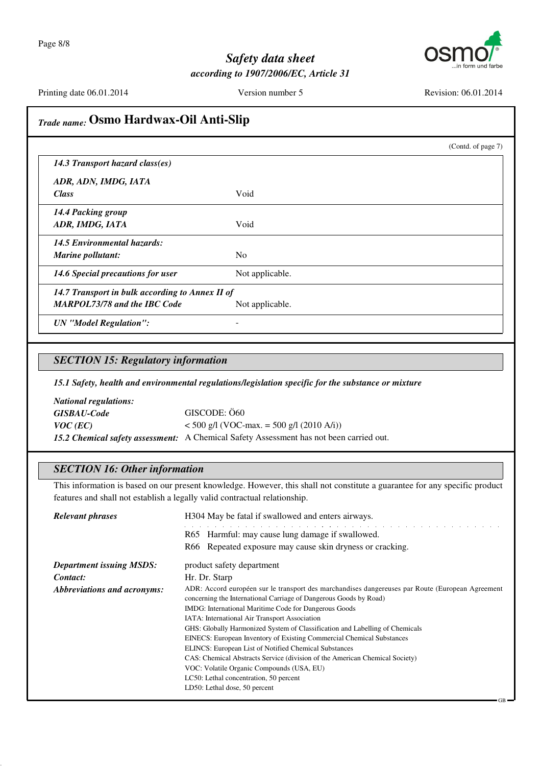# Safety data sheet

*according to 1907/2006/EC, Article 31*

Printing date 06.01.2014 Version number 5 Revision: 06.01.2014

## *Trade name:* Osmo Hardwax-Oil Anti-Slip

(Contd. of page 7)

| | |
|---|---|
| ***14.3 Transport hazard class(es)*** | |
| ***ADR, ADN, IMDG, IATA*** | |
| ***Class*** | Void |
| ***14.4 Packing group*** | |
| ***ADR, IMDG, IATA*** | Void |
| ***14.5 Environmental hazards:*** | |
| ***Marine pollutant:*** | No |
| ***14.6 Special precautions for user*** | Not applicable. |
| ***14.7 Transport in bulk according to Annex II of MARPOL73/78 and the IBC Code*** | Not applicable. |
| ***UN "Model Regulation":*** | - |

## *SECTION 15: Regulatory information*

***15.1 Safety, health and environmental regulations/legislation specific for the substance or mixture***

***National regulations:***

***GISBAU-Code*** GISCODE: Ö60

***VOC (EC)*** < 500 g/l (VOC-max. = 500 g/l (2010 A/i))

***15.2 Chemical safety assessment:*** A Chemical Safety Assessment has not been carried out.

## *SECTION 16: Other information*

This information is based on our present knowledge. However, this shall not constitute a guarantee for any specific product features and shall not establish a legally valid contractual relationship.

***Relevant phrases***

H304 May be fatal if swallowed and enters airways.

R65 Harmful: may cause lung damage if swallowed.

R66 Repeated exposure may cause skin dryness or cracking.

***Department issuing MSDS:*** product safety department

***Contact:*** Hr. Dr. Starp

***Abbreviations and acronyms:***

ADR: Accord européen sur le transport des marchandises dangereuses par Route (European Agreement concerning the International Carriage of Dangerous Goods by Road)
IMDG: International Maritime Code for Dangerous Goods
IATA: International Air Transport Association
GHS: Globally Harmonized System of Classification and Labelling of Chemicals
EINECS: European Inventory of Existing Commercial Chemical Substances
ELINCS: European List of Notified Chemical Substances
CAS: Chemical Abstracts Service (division of the American Chemical Society)
VOC: Volatile Organic Compounds (USA, EU)
LC50: Lethal concentration, 50 percent
LD50: Lethal dose, 50 percent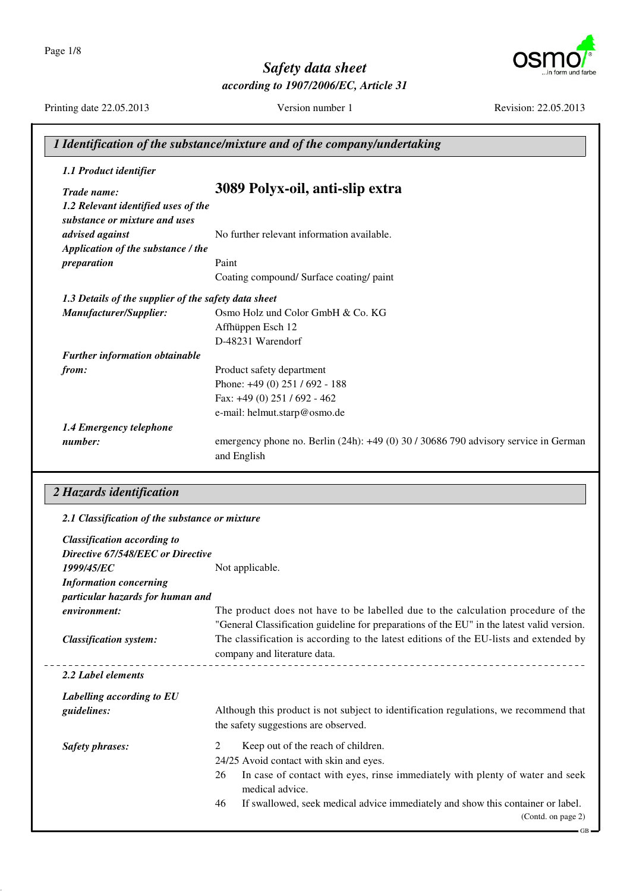# Safety data sheet

*according to 1907/2006/EC, Article 31*

Printing date 22.05.2013 | Version number 1 | Revision: 22.05.2013

## 1 Identification of the substance/mixture and of the company/undertaking

### 1.1 Product identifier

***Trade name:*** **3089 Polyx-oil, anti-slip extra**

***1.2 Relevant identified uses of the substance or mixture and uses advised against*** No further relevant information available.

***Application of the substance / the preparation*** Paint
Coating compound/ Surface coating/ paint

### 1.3 Details of the supplier of the safety data sheet

***Manufacturer/Supplier:***
Osmo Holz und Color GmbH & Co. KG
Affhüppen Esch 12
D-48231 Warendorf

***Further information obtainable from:***
Product safety department
Phone: +49 (0) 251 / 692 - 188
Fax: +49 (0) 251 / 692 - 462
e-mail: helmut.starp@osmo.de

***1.4 Emergency telephone number:*** emergency phone no. Berlin (24h): +49 (0) 30 / 30686 790 advisory service in German and English

## 2 Hazards identification

### 2.1 Classification of the substance or mixture

***Classification according to Directive 67/548/EEC or Directive 1999/45/EC*** Not applicable.

***Information concerning particular hazards for human and environment:*** The product does not have to be labelled due to the calculation procedure of the "General Classification guideline for preparations of the EU" in the latest valid version.

***Classification system:*** The classification is according to the latest editions of the EU-lists and extended by company and literature data.

### 2.2 Label elements

***Labelling according to EU guidelines:*** Although this product is not subject to identification regulations, we recommend that the safety suggestions are observed.

***Safety phrases:***
2 Keep out of the reach of children.
24/25 Avoid contact with skin and eyes.
26 In case of contact with eyes, rinse immediately with plenty of water and seek medical advice.
46 If swallowed, seek medical advice immediately and show this container or label.

(Contd. on page 2)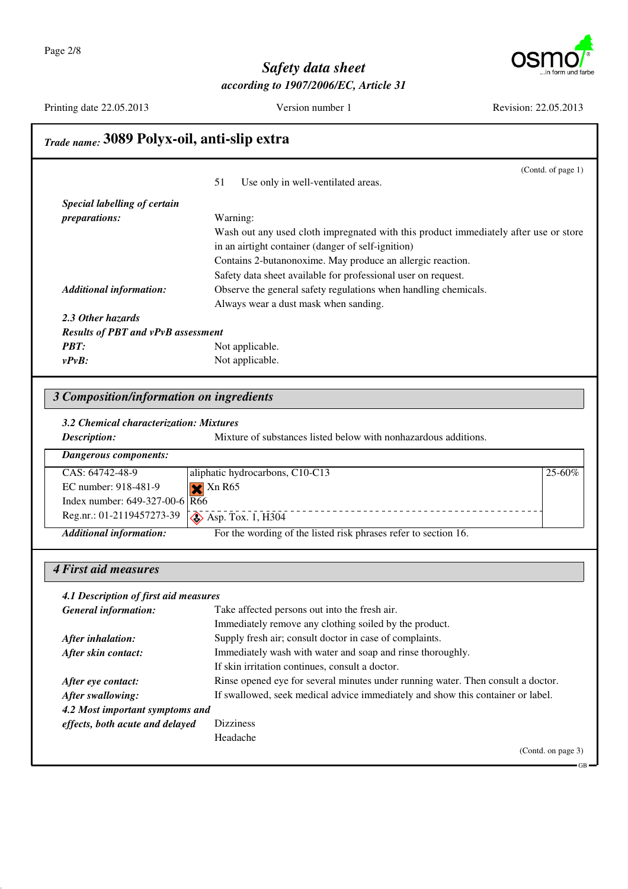## Trade name: 3089 Polyx-oil, anti-slip extra

(Contd. of page 1)

51 Use only in well-ventilated areas.

***Special labelling of certain preparations:*** Warning:
Wash out any used cloth impregnated with this product immediately after use or store in an airtight container (danger of self-ignition)
Contains 2-butanonoxime. May produce an allergic reaction.
Safety data sheet available for professional user on request.

***Additional information:*** Observe the general safety regulations when handling chemicals.
Always wear a dust mask when sanding.

***2.3 Other hazards***

***Results of PBT and vPvB assessment***

***PBT:*** Not applicable.

***vPvB:*** Not applicable.

## *3 Composition/information on ingredients*

***3.2 Chemical characterization: Mixtures***

***Description:*** Mixture of substances listed below with nonhazardous additions.

| ***Dangerous components:*** | | |
|---|---|---|
| CAS: 64742-48-9<br>EC number: 918-481-9<br>Index number: 649-327-00-6<br>Reg.nr.: 01-2119457273-39 | aliphatic hydrocarbons, C10-C13<br>Xn R65<br>R66<br>Asp. Tox. 1, H304 | 25-60% |

***Additional information:*** For the wording of the listed risk phrases refer to section 16.

## *4 First aid measures*

***4.1 Description of first aid measures***

***General information:*** Take affected persons out into the fresh air.
Immediately remove any clothing soiled by the product.

***After inhalation:*** Supply fresh air; consult doctor in case of complaints.

***After skin contact:*** Immediately wash with water and soap and rinse thoroughly.
If skin irritation continues, consult a doctor.

***After eye contact:*** Rinse opened eye for several minutes under running water. Then consult a doctor.

***After swallowing:*** If swallowed, seek medical advice immediately and show this container or label.

***4.2 Most important symptoms and effects, both acute and delayed*** Dizziness
Headache

(Contd. on page 3)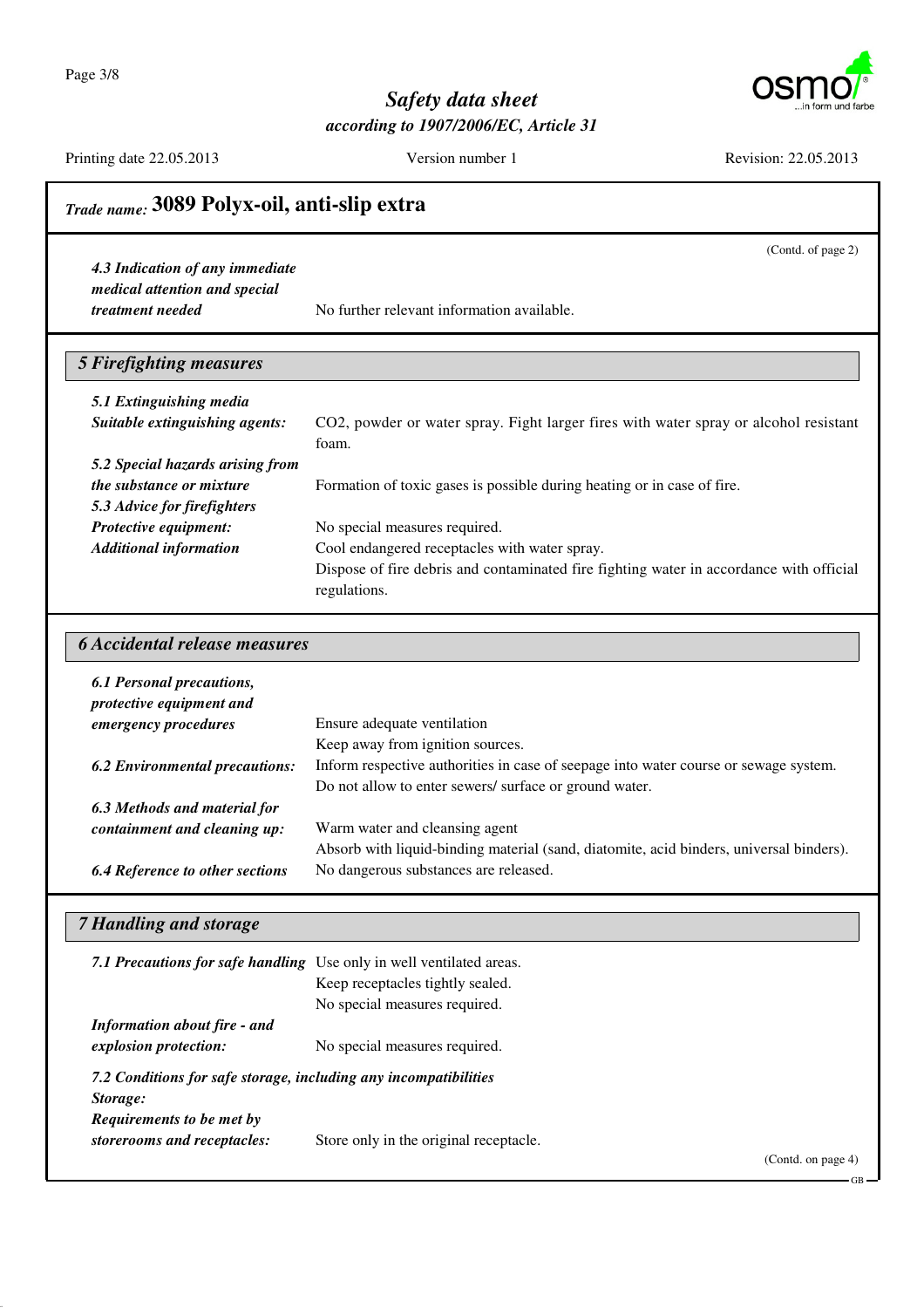## Trade name: 3089 Polyx-oil, anti-slip extra

(Contd. of page 2)

| | |
|---|---|
| ***4.3 Indication of any immediate medical attention and special treatment needed*** | No further relevant information available. |

## 5 Firefighting measures

| | |
|---|---|
| ***5.1 Extinguishing media*** | |
| ***Suitable extinguishing agents:*** | $CO_2$, powder or water spray. Fight larger fires with water spray or alcohol resistant foam. |
| ***5.2 Special hazards arising from the substance or mixture*** | Formation of toxic gases is possible during heating or in case of fire. |
| ***5.3 Advice for firefighters*** | |
| ***Protective equipment:*** | No special measures required. |
| ***Additional information*** | Cool endangered receptacles with water spray.<br>Dispose of fire debris and contaminated fire fighting water in accordance with official regulations. |

## 6 Accidental release measures

| | |
|---|---|
| ***6.1 Personal precautions, protective equipment and emergency procedures*** | Ensure adequate ventilation<br>Keep away from ignition sources. |
| ***6.2 Environmental precautions:*** | Inform respective authorities in case of seepage into water course or sewage system.<br>Do not allow to enter sewers/ surface or ground water. |
| ***6.3 Methods and material for containment and cleaning up:*** | Warm water and cleansing agent<br>Absorb with liquid-binding material (sand, diatomite, acid binders, universal binders). |
| ***6.4 Reference to other sections*** | No dangerous substances are released. |

## 7 Handling and storage

| | |
|---|---|
| ***7.1 Precautions for safe handling*** | Use only in well ventilated areas.<br>Keep receptacles tightly sealed.<br>No special measures required. |
| ***Information about fire - and explosion protection:*** | No special measures required. |

***7.2 Conditions for safe storage, including any incompatibilities***

***Storage:***

| | |
|---|---|
| ***Requirements to be met by storerooms and receptacles:*** | Store only in the original receptacle. |

(Contd. on page 4)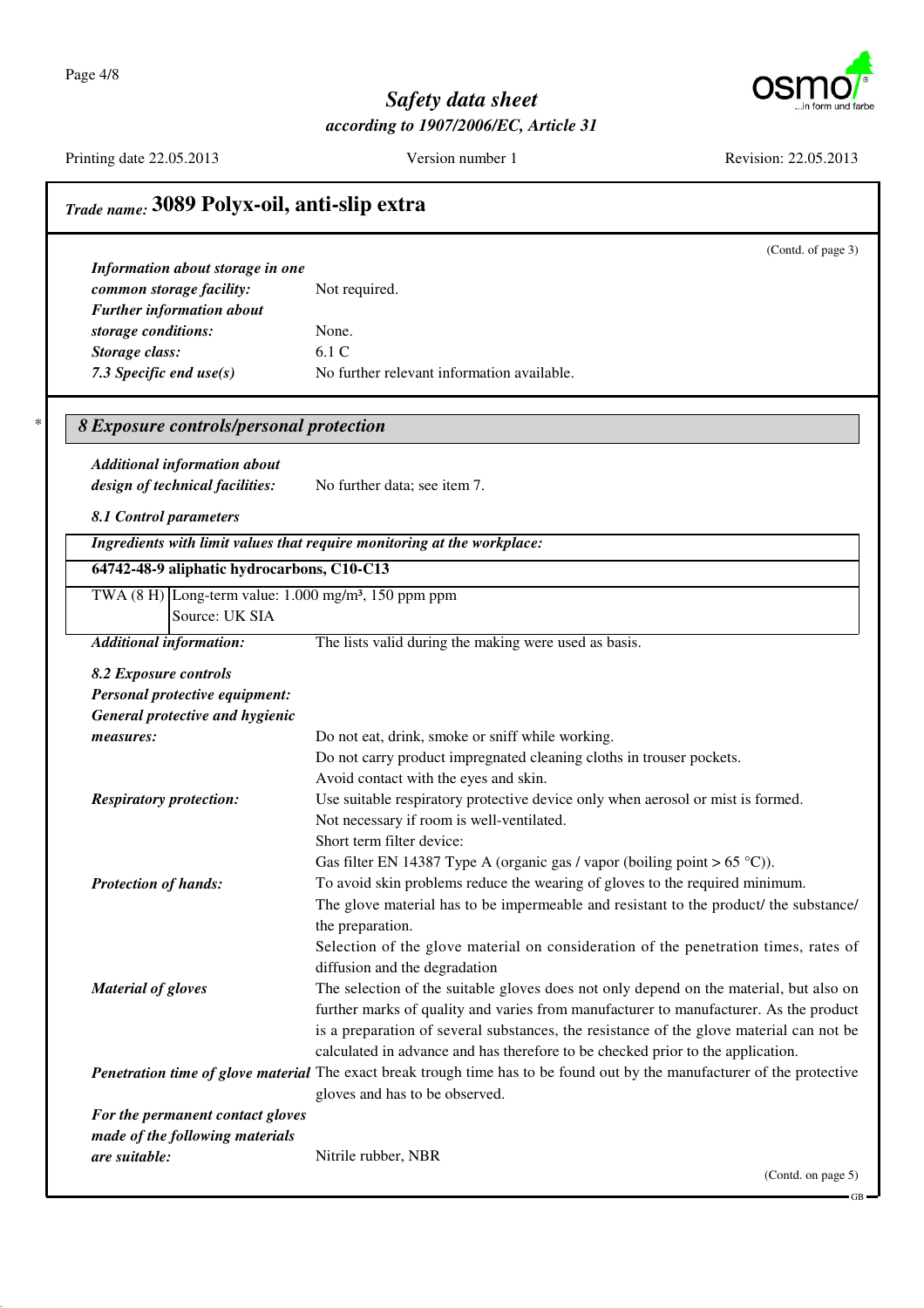## Trade name: 3089 Polyx-oil, anti-slip extra

(Contd. of page 3)

***Information about storage in one common storage facility:*** Not required.

***Further information about storage conditions:*** None.

***Storage class:*** 6.1 C

***7.3 Specific end use(s)*** No further relevant information available.

\*

## *8 Exposure controls/personal protection*

***Additional information about design of technical facilities:*** No further data; see item 7.

***8.1 Control parameters***

| ***Ingredients with limit values that require monitoring at the workplace:*** | |
|---|---|
| **64742-48-9 aliphatic hydrocarbons, C10-C13** | |
| TWA (8 H) | Long-term value: 1.000 mg/m³, 150 ppm ppm<br>Source: UK SIA |

***Additional information:*** The lists valid during the making were used as basis.

***8.2 Exposure controls***

***Personal protective equipment:***

***General protective and hygienic measures:***
Do not eat, drink, smoke or sniff while working.
Do not carry product impregnated cleaning cloths in trouser pockets.
Avoid contact with the eyes and skin.

***Respiratory protection:***
Use suitable respiratory protective device only when aerosol or mist is formed.
Not necessary if room is well-ventilated.
Short term filter device:
Gas filter EN 14387 Type A (organic gas / vapor (boiling point > 65 °C)).

***Protection of hands:***
To avoid skin problems reduce the wearing of gloves to the required minimum.
The glove material has to be impermeable and resistant to the product/ the substance/ the preparation.
Selection of the glove material on consideration of the penetration times, rates of diffusion and the degradation

***Material of gloves*** The selection of the suitable gloves does not only depend on the material, but also on further marks of quality and varies from manufacturer to manufacturer. As the product is a preparation of several substances, the resistance of the glove material can not be calculated in advance and has therefore to be checked prior to the application.

***Penetration time of glove material*** The exact break trough time has to be found out by the manufacturer of the protective gloves and has to be observed.

***For the permanent contact gloves made of the following materials are suitable:*** Nitrile rubber, NBR

(Contd. on page 5)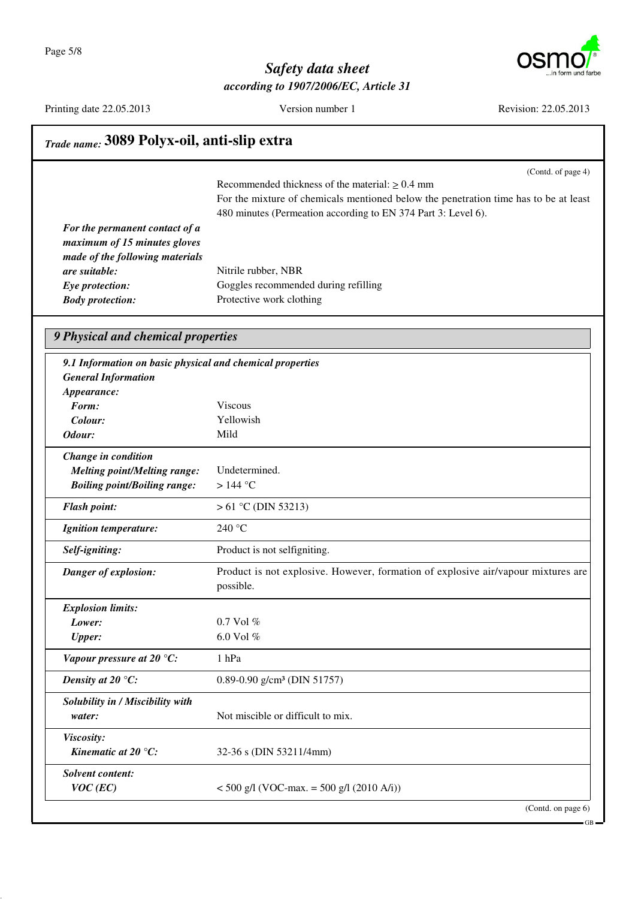## Trade name: 3089 Polyx-oil, anti-slip extra

(Contd. of page 4)

Recommended thickness of the material: ≥ 0.4 mm

For the mixture of chemicals mentioned below the penetration time has to be at least 480 minutes (Permeation according to EN 374 Part 3: Level 6).

***For the permanent contact of a maximum of 15 minutes gloves made of the following materials are suitable:*** Nitrile rubber, NBR

***Eye protection:*** Goggles recommended during refilling

***Body protection:*** Protective work clothing

## 9 Physical and chemical properties

***9.1 Information on basic physical and chemical properties***

***General Information***

| | |
|---|---|
| ***Appearance:*** | |
| ***Form:*** | Viscous |
| ***Colour:*** | Yellowish |
| ***Odour:*** | Mild |
| ***Change in condition*** | |
| ***Melting point/Melting range:*** | Undetermined. |
| ***Boiling point/Boiling range:*** | > 144 °C |
| ***Flash point:*** | > 61 °C (DIN 53213) |
| ***Ignition temperature:*** | 240 °C |
| ***Self-igniting:*** | Product is not selfigniting. |
| ***Danger of explosion:*** | Product is not explosive. However, formation of explosive air/vapour mixtures are possible. |
| ***Explosion limits:*** | |
| ***Lower:*** | 0.7 Vol % |
| ***Upper:*** | 6.0 Vol % |
| ***Vapour pressure at 20 °C:*** | 1 hPa |
| ***Density at 20 °C:*** | 0.89-0.90 g/cm³ (DIN 51757) |
| ***Solubility in / Miscibility with water:*** | Not miscible or difficult to mix. |
| ***Viscosity:*** | |
| ***Kinematic at 20 °C:*** | 32-36 s (DIN 53211/4mm) |
| ***Solvent content:*** | |
| ***VOC (EC)*** | < 500 g/l (VOC-max. = 500 g/l (2010 A/i)) |

(Contd. on page 6)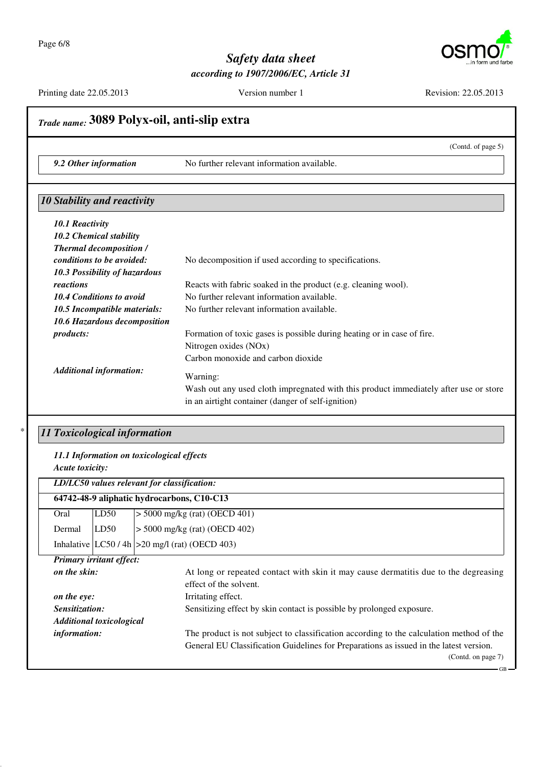*Trade name:* **3089 Polyx-oil, anti-slip extra**

(Contd. of page 5)

| | |
|---|---|
| ***9.2 Other information*** | No further relevant information available. |

## *10 Stability and reactivity*

***10.1 Reactivity***

***10.2 Chemical stability***

***Thermal decomposition / conditions to be avoided:*** No decomposition if used according to specifications.

***10.3 Possibility of hazardous reactions*** Reacts with fabric soaked in the product (e.g. cleaning wool).

***10.4 Conditions to avoid*** No further relevant information available.

***10.5 Incompatible materials:*** No further relevant information available.

***10.6 Hazardous decomposition products:*** Formation of toxic gases is possible during heating or in case of fire.
Nitrogen oxides (NOx)
Carbon monoxide and carbon dioxide

***Additional information:*** Warning:
Wash out any used cloth impregnated with this product immediately after use or store in an airtight container (danger of self-ignition)

## * *11 Toxicological information*

***11.1 Information on toxicological effects***

***Acute toxicity:***

| ***LD/LC50 values relevant for classification:*** | | |
|---|---|---|
| **64742-48-9 aliphatic hydrocarbons, C10-C13** | | |
| Oral | LD50 | > 5000 mg/kg (rat) (OECD 401) |
| Dermal | LD50 | > 5000 mg/kg (rat) (OECD 402) |
| Inhalative | LC50 / 4h | >20 mg/l (rat) (OECD 403) |

***Primary irritant effect:***

***on the skin:*** At long or repeated contact with skin it may cause dermatitis due to the degreasing effect of the solvent.

***on the eye:*** Irritating effect.

***Sensitization:*** Sensitizing effect by skin contact is possible by prolonged exposure.

***Additional toxicological information:*** The product is not subject to classification according to the calculation method of the General EU Classification Guidelines for Preparations as issued in the latest version.

(Contd. on page 7)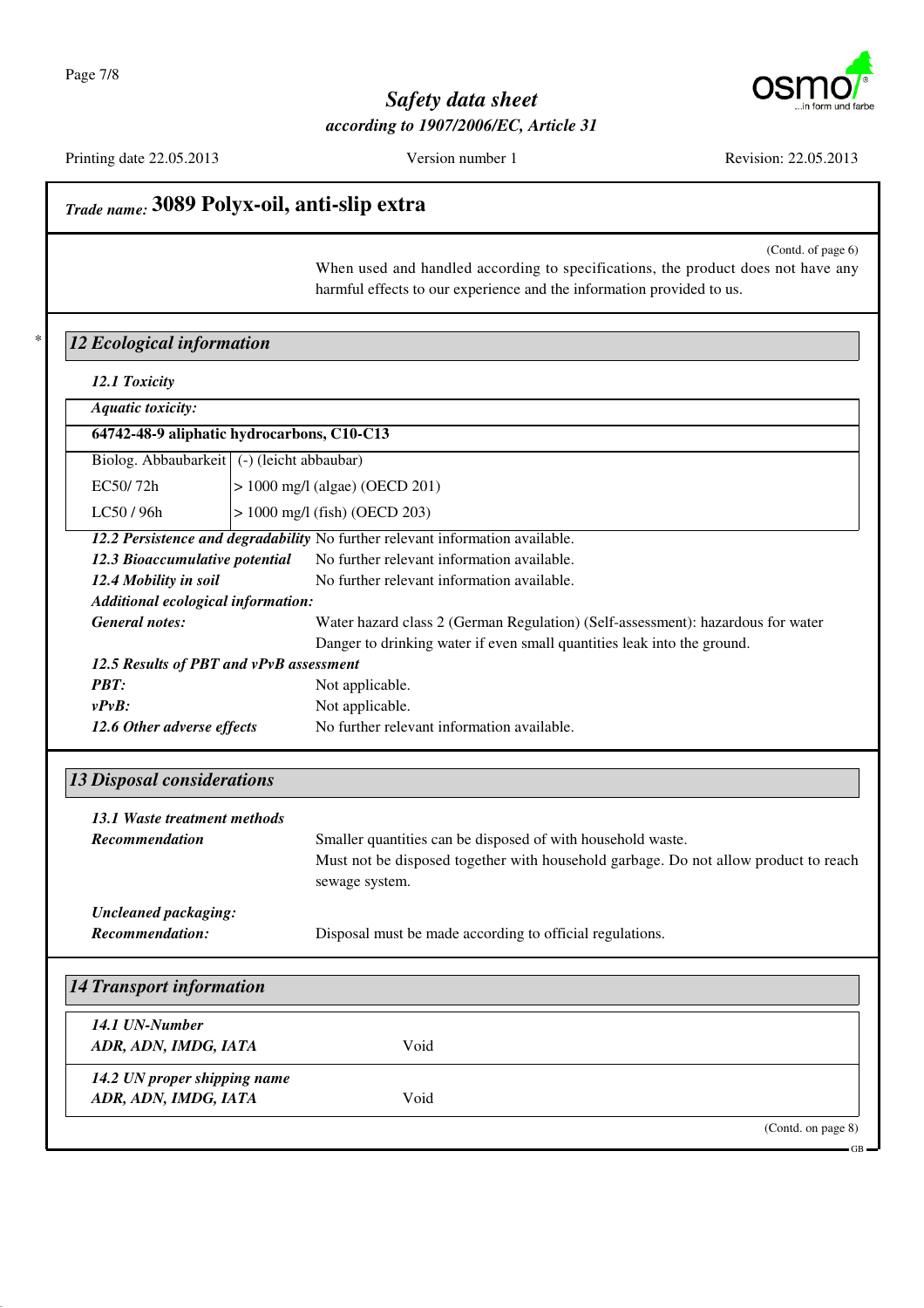## Trade name: 3089 Polyx-oil, anti-slip extra

(Contd. of page 6)

When used and handled according to specifications, the product does not have any harmful effects to our experience and the information provided to us.

## 12 Ecological information

### 12.1 Toxicity

| Aquatic toxicity: | |
|---|---|
| **64742-48-9 aliphatic hydrocarbons, C10-C13** | |
| Biolog. Abbaubarkeit | (-) (leicht abbaubar) |
| EC50/ 72h | > 1000 mg/l (algae) (OECD 201) |
| LC50 / 96h | > 1000 mg/l (fish) (OECD 203) |

***12.2 Persistence and degradability*** No further relevant information available.

***12.3 Bioaccumulative potential*** No further relevant information available.

***12.4 Mobility in soil*** No further relevant information available.

***Additional ecological information:***

***General notes:*** Water hazard class 2 (German Regulation) (Self-assessment): hazardous for water
Danger to drinking water if even small quantities leak into the ground.

***12.5 Results of PBT and vPvB assessment***

***PBT:*** Not applicable.

***vPvB:*** Not applicable.

***12.6 Other adverse effects*** No further relevant information available.

## 13 Disposal considerations

***13.1 Waste treatment methods***

***Recommendation*** Smaller quantities can be disposed of with household waste.
Must not be disposed together with household garbage. Do not allow product to reach sewage system.

***Uncleaned packaging:***

***Recommendation:*** Disposal must be made according to official regulations.

## 14 Transport information

| | |
|---|---|
| ***14.1 UN-Number*** ***ADR, ADN, IMDG, IATA*** | Void |
| ***14.2 UN proper shipping name*** ***ADR, ADN, IMDG, IATA*** | Void |

(Contd. on page 8)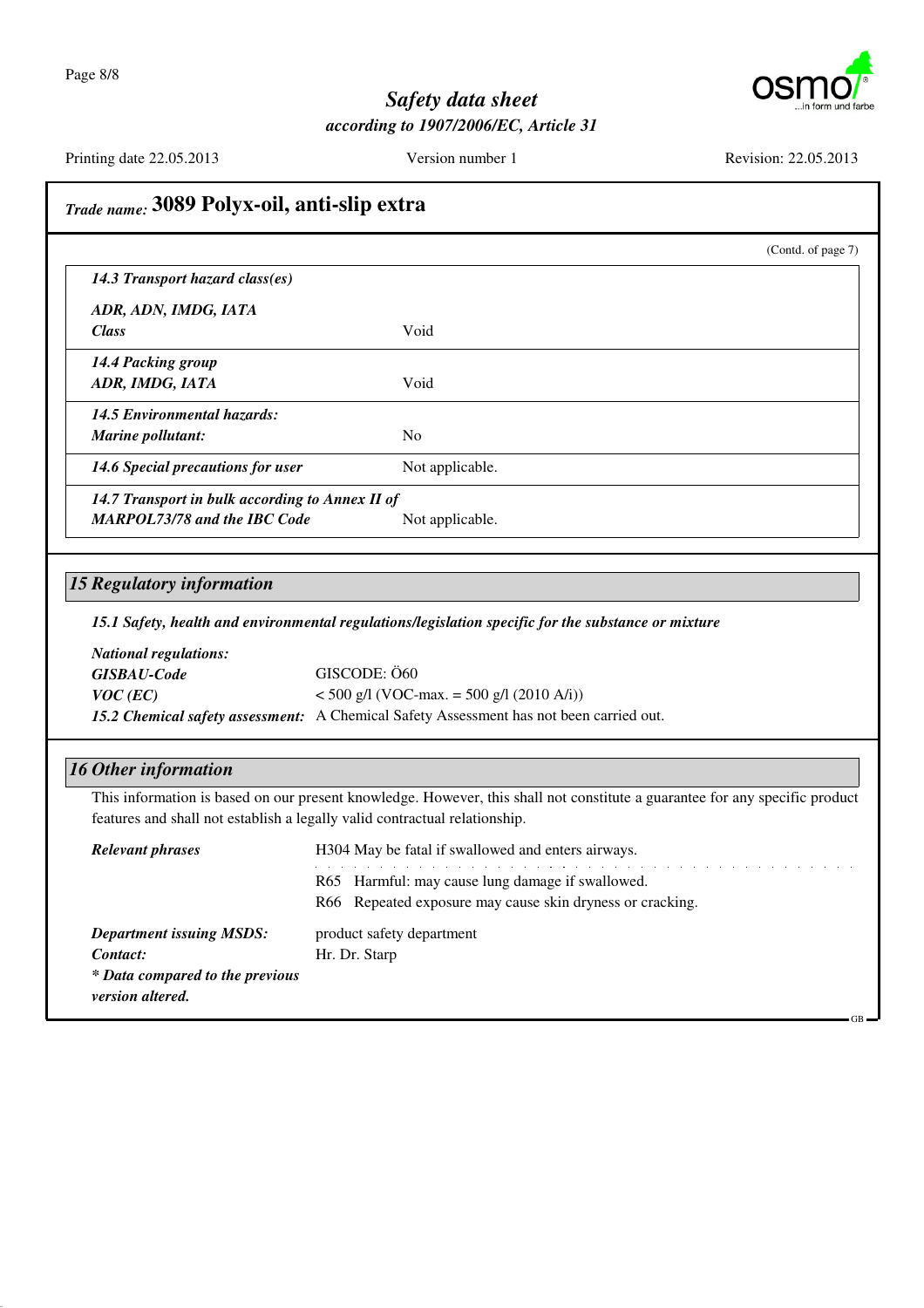**Trade name: 3089 Polyx-oil, anti-slip extra**

(Contd. of page 7)

| | |
|---|---|
| ***14.3 Transport hazard class(es)*** | |
| ***ADR, ADN, IMDG, IATA*** | |
| ***Class*** | Void |
| ***14.4 Packing group*** | |
| ***ADR, IMDG, IATA*** | Void |
| ***14.5 Environmental hazards:*** | |
| ***Marine pollutant:*** | No |
| ***14.6 Special precautions for user*** | Not applicable. |
| ***14.7 Transport in bulk according to Annex II of MARPOL73/78 and the IBC Code*** | Not applicable. |

## *15 Regulatory information*

***15.1 Safety, health and environmental regulations/legislation specific for the substance or mixture***

***National regulations:***

***GISBAU-Code*** GISCODE: Ö60

***VOC (EC)*** < 500 g/l (VOC-max. = 500 g/l (2010 A/i))

***15.2 Chemical safety assessment:*** A Chemical Safety Assessment has not been carried out.

## *16 Other information*

This information is based on our present knowledge. However, this shall not constitute a guarantee for any specific product features and shall not establish a legally valid contractual relationship.

***Relevant phrases*** H304 May be fatal if swallowed and enters airways.

R65 Harmful: may cause lung damage if swallowed.

R66 Repeated exposure may cause skin dryness or cracking.

***Department issuing MSDS:*** product safety department

***Contact:*** Hr. Dr. Starp

*** Data compared to the previous version altered.***

GB